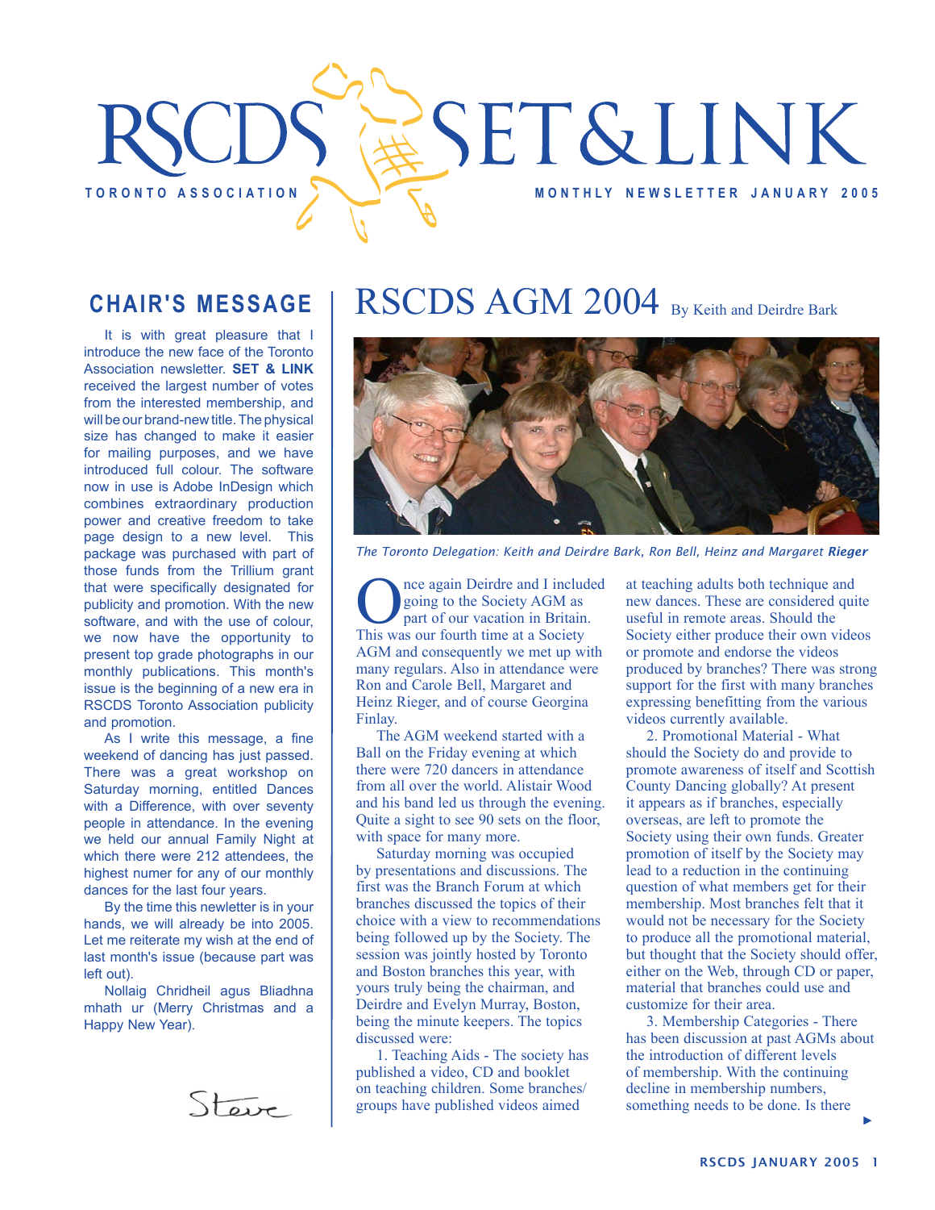# RSCDS SET & LINK

TORONTO ASSOCIATION — MONTHLY NEWSLETTER JANUARY 2005

## CHAIR'S MESSAGE

It is with great pleasure that I introduce the new face of the Toronto Association newsletter. **SET & LINK** received the largest number of votes from the interested membership, and will be our brand-new title. The physical size has changed to make it easier for mailing purposes, and we have introduced full colour. The software now in use is Adobe InDesign which combines extraordinary production power and creative freedom to take page design to a new level. This package was purchased with part of those funds from the Trillium grant that were specifically designated for publicity and promotion. With the new software, and with the use of colour, we now have the opportunity to present top grade photographs in our monthly publications. This month's issue is the beginning of a new era in RSCDS Toronto Association publicity and promotion.

As I write this message, a fine weekend of dancing has just passed. There was a great workshop on Saturday morning, entitled Dances with a Difference, with over seventy people in attendance. In the evening we held our annual Family Night at which there were 212 attendees, the highest numer for any of our monthly dances for the last four years.

By the time this newsletter is in your hands, we will already be into 2005. Let me reiterate my wish at the end of last month's issue (because part was left out).

Nollaig Chridheil agus Bliadhna mhath ur (Merry Christmas and a Happy New Year).

Steve

## RSCDS AGM 2004

By Keith and Deirdre Bark

*The Toronto Delegation: Keith and Deirdre Bark, Ron Bell, Heinz and Margaret* ***Rieger***

Once again Deirdre and I included going to the Society AGM as part of our vacation in Britain. This was our fourth time at a Society AGM and consequently we met up with many regulars. Also in attendance were Ron and Carole Bell, Margaret and Heinz Rieger, and of course Georgina Finlay.

The AGM weekend started with a Ball on the Friday evening at which there were 720 dancers in attendance from all over the world. Alistair Wood and his band led us through the evening. Quite a sight to see 90 sets on the floor, with space for many more.

Saturday morning was occupied by presentations and discussions. The first was the Branch Forum at which branches discussed the topics of their choice with a view to recommendations being followed up by the Society. The session was jointly hosted by Toronto and Boston branches this year, with yours truly being the chairman, and Deirdre and Evelyn Murray, Boston, being the minute keepers. The topics discussed were:

1. Teaching Aids - The society has published a video, CD and booklet on teaching children. Some branches/groups have published videos aimed at teaching adults both technique and new dances. These are considered quite useful in remote areas. Should the Society either produce their own videos or promote and endorse the videos produced by branches? There was strong support for the first with many branches expressing benefitting from the various videos currently available.

2. Promotional Material - What should the Society do and provide to promote awareness of itself and Scottish County Dancing globally? At present it appears as if branches, especially overseas, are left to promote the Society using their own funds. Greater promotion of itself by the Society may lead to a reduction in the continuing question of what members get for their membership. Most branches felt that it would not be necessary for the Society to produce all the promotional material, but thought that the Society should offer, either on the Web, through CD or paper, material that branches could use and customize for their area.

3. Membership Categories - There has been discussion at past AGMs about the introduction of different levels of membership. With the continuing decline in membership numbers, something needs to be done. Is there ►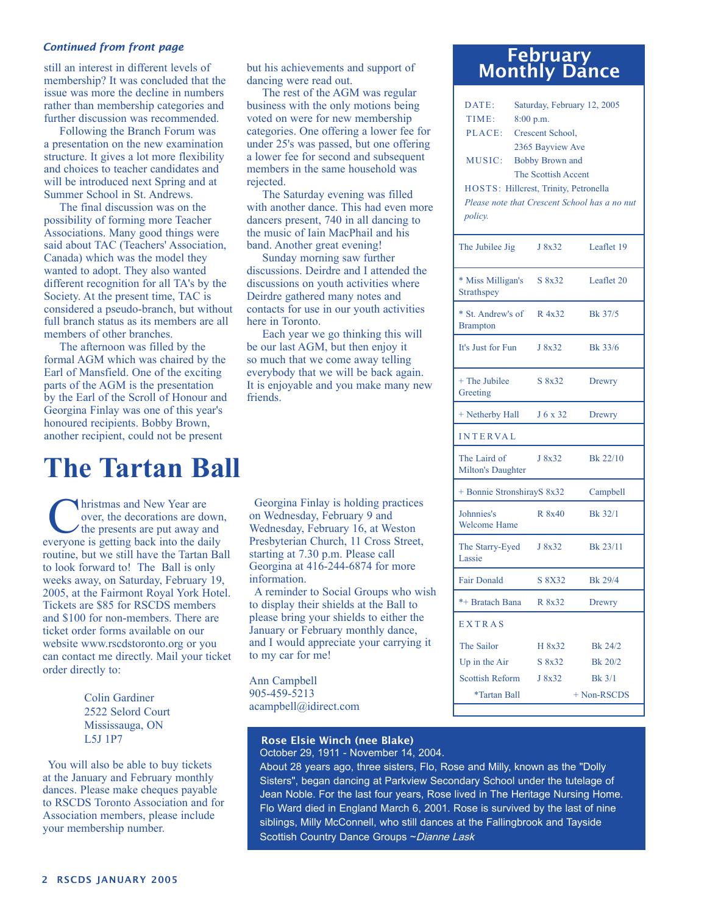*Continued from front page*

still an interest in different levels of membership? It was concluded that the issue was more the decline in numbers rather than membership categories and further discussion was recommended.

Following the Branch Forum was a presentation on the new examination structure. It gives a lot more flexibility and choices to teacher candidates and will be introduced next Spring and at Summer School in St. Andrews.

The final discussion was on the possibility of forming more Teacher Associations. Many good things were said about TAC (Teachers' Association, Canada) which was the model they wanted to adopt. They also wanted different recognition for all TA's by the Society. At the present time, TAC is considered a pseudo-branch, but without full branch status as its members are all members of other branches.

The afternoon was filled by the formal AGM which was chaired by the Earl of Mansfield. One of the exciting parts of the AGM is the presentation by the Earl of the Scroll of Honour and Georgina Finlay was one of this year's honoured recipients. Bobby Brown, another recipient, could not be present but his achievements and support of dancing were read out.

The rest of the AGM was regular business with the only motions being voted on were for new membership categories. One offering a lower fee for under 25's was passed, but one offering a lower fee for second and subsequent members in the same household was rejected.

The Saturday evening was filled with another dance. This had even more dancers present, 740 in all dancing to the music of Iain MacPhail and his band. Another great evening!

Sunday morning saw further discussions. Deirdre and I attended the discussions on youth activities where Deirdre gathered many notes and contacts for use in our youth activities here in Toronto.

Each year we go thinking this will be our last AGM, but then enjoy it so much that we come away telling everybody that we will be back again. It is enjoyable and you make many new friends.

# The Tartan Ball

Christmas and New Year are over, the decorations are down, the presents are put away and everyone is getting back into the daily routine, but we still have the Tartan Ball to look forward to! The Ball is only weeks away, on Saturday, February 19, 2005, at the Fairmont Royal York Hotel. Tickets are $85 for RSCDS members and $100 for non-members. There are ticket order forms available on our website www.rscdstoronto.org or you can contact me directly. Mail your ticket order directly to:

Colin Gardiner
2522 Selord Court
Mississauga, ON
L5J 1P7

You will also be able to buy tickets at the January and February monthly dances. Please make cheques payable to RSCDS Toronto Association and for Association members, please include your membership number.

Georgina Finlay is holding practices on Wednesday, February 9 and Wednesday, February 16, at Weston Presbyterian Church, 11 Cross Street, starting at 7.30 p.m. Please call Georgina at 416-244-6874 for more information.

A reminder to Social Groups who wish to display their shields at the Ball to please bring your shields to either the January or February monthly dance, and I would appreciate your carrying it to my car for me!

Ann Campbell
905-459-5213
acampbell@idirect.com

## February Monthly Dance

DATE: Saturday, February 12, 2005
TIME: 8:00 p.m.
PLACE: Crescent School, 2365 Bayview Ave
MUSIC: Bobby Brown and The Scottish Accent
HOSTS: Hillcrest, Trinity, Petronella

*Please note that Crescent School has a no nut policy.*

| Dance | Type | Source |
|---|---|---|
| The Jubilee Jig | J 8x32 | Leaflet 19 |
| * Miss Milligan's Strathspey | S 8x32 | Leaflet 20 |
| * St. Andrew's of Brampton | R 4x32 | Bk 37/5 |
| It's Just for Fun | J 8x32 | Bk 33/6 |
| + The Jubilee Greeting | S 8x32 | Drewry |
| + Netherby Hall | J 6 x 32 | Drewry |
| INTERVAL | | |
| The Laird of Milton's Daughter | J 8x32 | Bk 22/10 |
| + Bonnie Stronshiray | S 8x32 | Campbell |
| Johnnies's Welcome Hame | R 8x40 | Bk 32/1 |
| The Starry-Eyed Lassie | J 8x32 | Bk 23/11 |
| Fair Donald | S 8X32 | Bk 29/4 |
| *+ Bratach Bana | R 8x32 | Drewry |
| EXTRAS | | |
| The Sailor | H 8x32 | Bk 24/2 |
| Up in the Air | S 8x32 | Bk 20/2 |
| Scottish Reform | J 8x32 | Bk 3/1 |

*Tartan Ball + Non-RSCDS

**Rose Elsie Winch (nee Blake)**
October 29, 1911 - November 14, 2004.
About 28 years ago, three sisters, Flo, Rose and Milly, known as the "Dolly Sisters", began dancing at Parkview Secondary School under the tutelage of Jean Noble. For the last four years, Rose lived in The Heritage Nursing Home. Flo Ward died in England March 6, 2001. Rose is survived by the last of nine siblings, Milly McConnell, who still dances at the Fallingbrook and Tayside Scottish Country Dance Groups ~*Dianne Lask*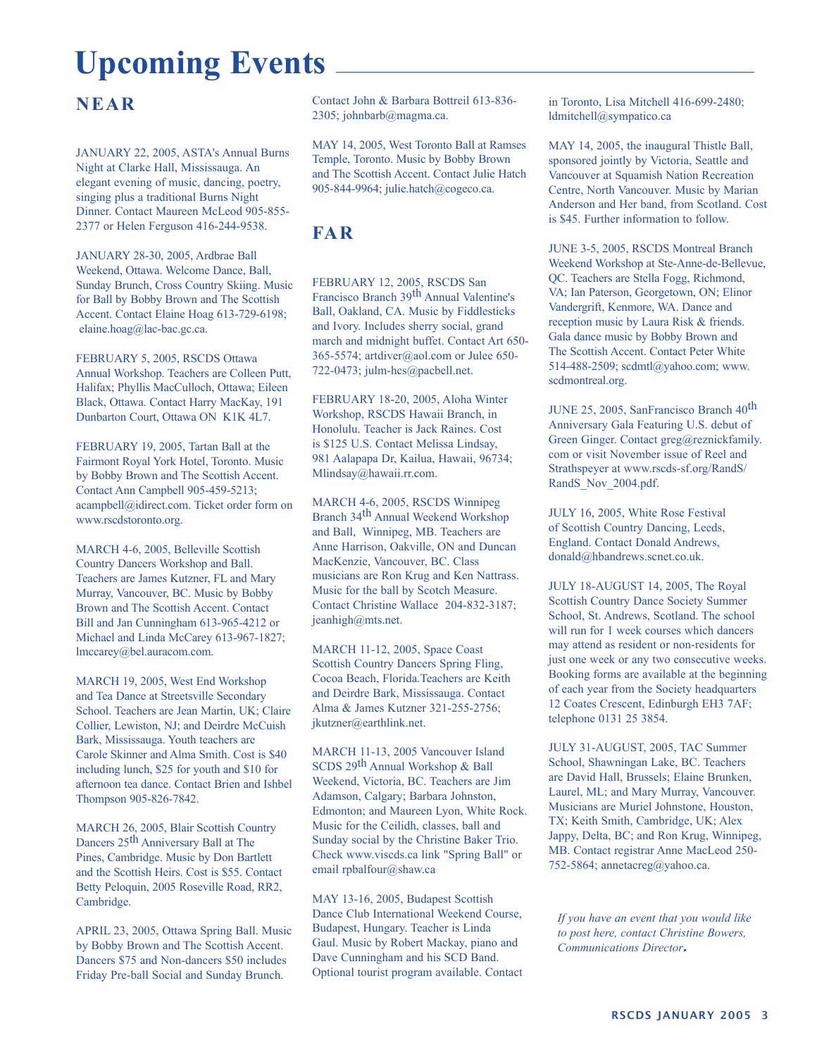# Upcoming Events

## NEAR

JANUARY 22, 2005, ASTA's Annual Burns Night at Clarke Hall, Mississauga. An elegant evening of music, dancing, poetry, singing plus a traditional Burns Night Dinner. Contact Maureen McLeod 905-855-2377 or Helen Ferguson 416-244-9538.

JANUARY 28-30, 2005, Ardbrae Ball Weekend, Ottawa. Welcome Dance, Ball, Sunday Brunch, Cross Country Skiing. Music for Ball by Bobby Brown and The Scottish Accent. Contact Elaine Hoag 613-729-6198; elaine.hoag@lac-bac.gc.ca.

FEBRUARY 5, 2005, RSCDS Ottawa Annual Workshop. Teachers are Colleen Putt, Halifax; Phyllis MacCulloch, Ottawa; Eileen Black, Ottawa. Contact Harry MacKay, 191 Dunbarton Court, Ottawa ON K1K 4L7.

FEBRUARY 19, 2005, Tartan Ball at the Fairmont Royal York Hotel, Toronto. Music by Bobby Brown and The Scottish Accent. Contact Ann Campbell 905-459-5213; acampbell@idirect.com. Ticket order form on www.rscdstoronto.org.

MARCH 4-6, 2005, Belleville Scottish Country Dancers Workshop and Ball. Teachers are James Kutzner, FL and Mary Murray, Vancouver, BC. Music by Bobby Brown and The Scottish Accent. Contact Bill and Jan Cunningham 613-965-4212 or Michael and Linda McCarey 613-967-1827; lmccarey@bel.auracom.com.

MARCH 19, 2005, West End Workshop and Tea Dance at Streetsville Secondary School. Teachers are Jean Martin, UK; Claire Collier, Lewiston, NJ; and Deirdre McCuish Bark, Mississauga. Youth teachers are Carole Skinner and Alma Smith. Cost is $40 including lunch, $25 for youth and $10 for afternoon tea dance. Contact Brien and Ishbel Thompson 905-826-7842.

MARCH 26, 2005, Blair Scottish Country Dancers 25th Anniversary Ball at The Pines, Cambridge. Music by Don Bartlett and the Scottish Heirs. Cost is $55. Contact Betty Peloquin, 2005 Roseville Road, RR2, Cambridge.

APRIL 23, 2005, Ottawa Spring Ball. Music by Bobby Brown and The Scottish Accent. Dancers $75 and Non-dancers $50 includes Friday Pre-ball Social and Sunday Brunch. Contact John & Barbara Bottreil 613-836-2305; johnbarb@magma.ca.

MAY 14, 2005, West Toronto Ball at Ramses Temple, Toronto. Music by Bobby Brown and The Scottish Accent. Contact Julie Hatch 905-844-9964; julie.hatch@cogeco.ca.

## FAR

FEBRUARY 12, 2005, RSCDS San Francisco Branch 39th Annual Valentine's Ball, Oakland, CA. Music by Fiddlesticks and Ivory. Includes sherry social, grand march and midnight buffet. Contact Art 650-365-5574; artdiver@aol.com or Julee 650-722-0473; julm-hcs@pacbell.net.

FEBRUARY 18-20, 2005, Aloha Winter Workshop, RSCDS Hawaii Branch, in Honolulu. Teacher is Jack Raines. Cost is $125 U.S. Contact Melissa Lindsay, 981 Aalapapa Dr, Kailua, Hawaii, 96734; Mlindsay@hawaii.rr.com.

MARCH 4-6, 2005, RSCDS Winnipeg Branch 34th Annual Weekend Workshop and Ball, Winnipeg, MB. Teachers are Anne Harrison, Oakville, ON and Duncan MacKenzie, Vancouver, BC. Class musicians are Ron Krug and Ken Nattrass. Music for the ball by Scotch Measure. Contact Christine Wallace 204-832-3187; jeanhigh@mts.net.

MARCH 11-12, 2005, Space Coast Scottish Country Dancers Spring Fling, Cocoa Beach, Florida.Teachers are Keith and Deirdre Bark, Mississauga. Contact Alma & James Kutzner 321-255-2756; jkutzner@earthlink.net.

MARCH 11-13, 2005 Vancouver Island SCDS 29th Annual Workshop & Ball Weekend, Victoria, BC. Teachers are Jim Adamson, Calgary; Barbara Johnston, Edmonton; and Maureen Lyon, White Rock. Music for the Ceilidh, classes, ball and Sunday social by the Christine Baker Trio. Check www.viscds.ca link "Spring Ball" or email rpbalfour@shaw.ca

MAY 13-16, 2005, Budapest Scottish Dance Club International Weekend Course, Budapest, Hungary. Teacher is Linda Gaul. Music by Robert Mackay, piano and Dave Cunningham and his SCD Band. Optional tourist program available. Contact in Toronto, Lisa Mitchell 416-699-2480; ldmitchell@sympatico.ca

MAY 14, 2005, the inaugural Thistle Ball, sponsored jointly by Victoria, Seattle and Vancouver at Squamish Nation Recreation Centre, North Vancouver. Music by Marian Anderson and Her band, from Scotland. Cost is $45. Further information to follow.

JUNE 3-5, 2005, RSCDS Montreal Branch Weekend Workshop at Ste-Anne-de-Bellevue, QC. Teachers are Stella Fogg, Richmond, VA; Ian Paterson, Georgetown, ON; Elinor Vandergrift, Kenmore, WA. Dance and reception music by Laura Risk & friends. Gala dance music by Bobby Brown and The Scottish Accent. Contact Peter White 514-488-2509; scdmtl@yahoo.com; www.scdmontreal.org.

JUNE 25, 2005, SanFrancisco Branch 40th Anniversary Gala Featuring U.S. debut of Green Ginger. Contact greg@reznickfamily.com or visit November issue of Reel and Strathspeyer at www.rscds-sf.org/RandS/RandS_Nov_2004.pdf.

JULY 16, 2005, White Rose Festival of Scottish Country Dancing, Leeds, England. Contact Donald Andrews, donald@hbandrews.scnet.co.uk.

JULY 18-AUGUST 14, 2005, The Royal Scottish Country Dance Society Summer School, St. Andrews, Scotland. The school will run for 1 week courses which dancers may attend as resident or non-residents for just one week or any two consecutive weeks. Booking forms are available at the beginning of each year from the Society headquarters 12 Coates Crescent, Edinburgh EH3 7AF; telephone 0131 25 3854.

JULY 31-AUGUST, 2005, TAC Summer School, Shawningan Lake, BC. Teachers are David Hall, Brussels; Elaine Brunken, Laurel, ML; and Mary Murray, Vancouver. Musicians are Muriel Johnstone, Houston, TX; Keith Smith, Cambridge, UK; Alex Jappy, Delta, BC; and Ron Krug, Winnipeg, MB. Contact registrar Anne MacLeod 250-752-5864; annetacreg@yahoo.ca.

*If you have an event that you would like to post here, contact Christine Bowers, Communications Director.*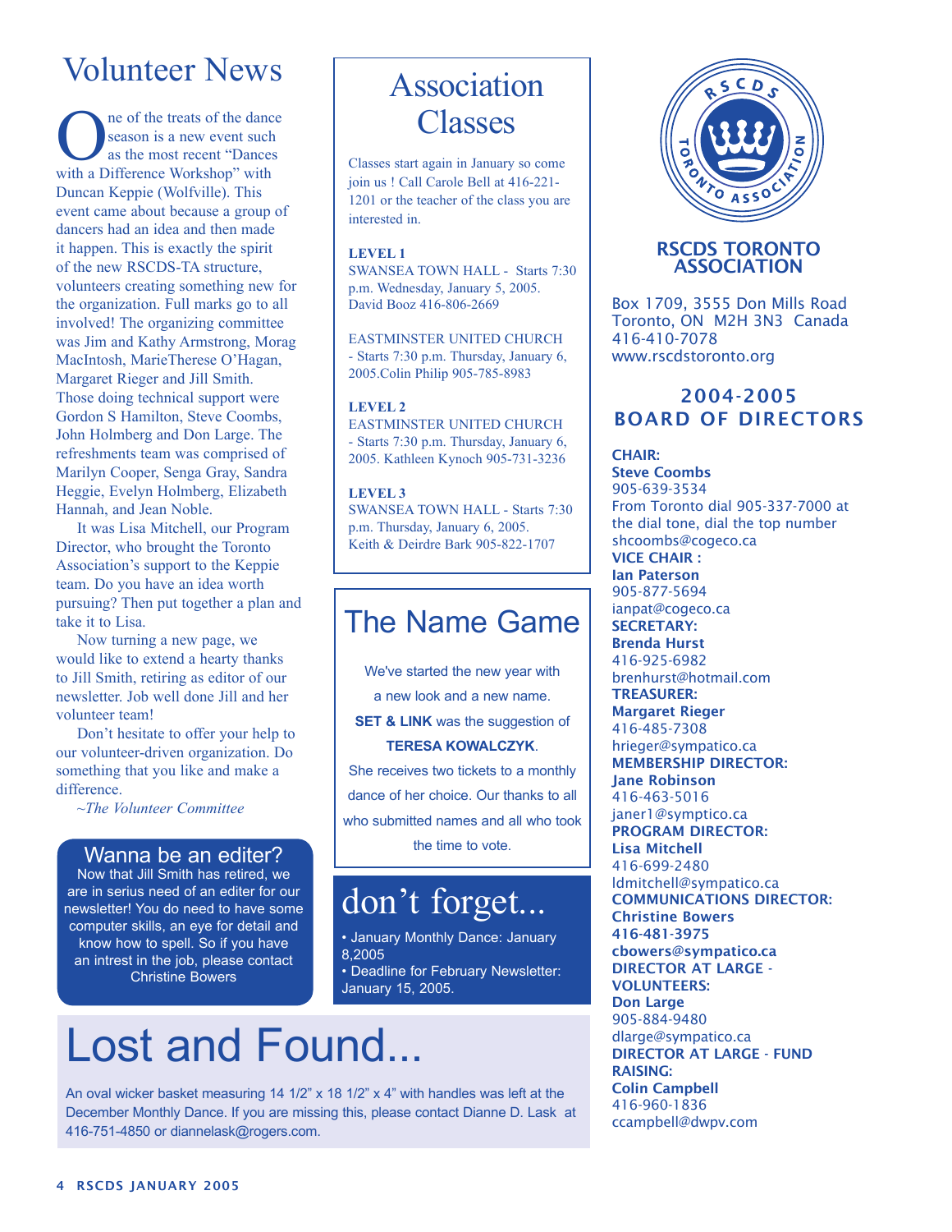# Volunteer News

One of the treats of the dance season is a new event such as the most recent "Dances with a Difference Workshop" with Duncan Keppie (Wolfville). This event came about because a group of dancers had an idea and then made it happen. This is exactly the spirit of the new RSCDS-TA structure, volunteers creating something new for the organization. Full marks go to all involved! The organizing committee was Jim and Kathy Armstrong, Morag MacIntosh, MarieTherese O'Hagan, Margaret Rieger and Jill Smith. Those doing technical support were Gordon S Hamilton, Steve Coombs, John Holmberg and Don Large. The refreshments team was comprised of Marilyn Cooper, Senga Gray, Sandra Heggie, Evelyn Holmberg, Elizabeth Hannah, and Jean Noble.

It was Lisa Mitchell, our Program Director, who brought the Toronto Association's support to the Keppie team. Do you have an idea worth pursuing? Then put together a plan and take it to Lisa.

Now turning a new page, we would like to extend a hearty thanks to Jill Smith, retiring as editor of our newsletter. Job well done Jill and her volunteer team!

Don't hesitate to offer your help to our volunteer-driven organization. Do something that you like and make a difference.

*~The Volunteer Committee*

## Wanna be an editer?

Now that Jill Smith has retired, we are in serius need of an editer for our newsletter! You do need to have some computer skills, an eye for detail and know how to spell. So if you have an intrest in the job, please contact Christine Bowers

# Association Classes

Classes start again in January so come join us ! Call Carole Bell at 416-221-1201 or the teacher of the class you are interested in.

**LEVEL 1**

SWANSEA TOWN HALL - Starts 7:30 p.m. Wednesday, January 5, 2005. David Booz 416-806-2669

EASTMINSTER UNITED CHURCH - Starts 7:30 p.m. Thursday, January 6, 2005.Colin Philip 905-785-8983

**LEVEL 2**

EASTMINSTER UNITED CHURCH - Starts 7:30 p.m. Thursday, January 6, 2005. Kathleen Kynoch 905-731-3236

**LEVEL 3**

SWANSEA TOWN HALL - Starts 7:30 p.m. Thursday, January 6, 2005. Keith & Deirdre Bark 905-822-1707

# The Name Game

We've started the new year with a new look and a new name. **SET & LINK** was the suggestion of **TERESA KOWALCZYK**. She receives two tickets to a monthly dance of her choice. Our thanks to all who submitted names and all who took the time to vote.

# don't forget...

- January Monthly Dance: January 8,2005
- Deadline for February Newsletter: January 15, 2005.

# Lost and Found...

An oval wicker basket measuring 14 1/2" x 18 1/2" x 4" with handles was left at the December Monthly Dance. If you are missing this, please contact Dianne D. Lask at 416-751-4850 or diannelask@rogers.com.

## RSCDS TORONTO ASSOCIATION

Box 1709, 3555 Don Mills Road
Toronto, ON M2H 3N3 Canada
416-410-7078
www.rscdstoronto.org

## 2004-2005 BOARD OF DIRECTORS

**CHAIR:**
**Steve Coombs**
905-639-3534
From Toronto dial 905-337-7000 at the dial tone, dial the top number
shcoombs@cogeco.ca

**VICE CHAIR :**
**Ian Paterson**
905-877-5694
ianpat@cogeco.ca

**SECRETARY:**
**Brenda Hurst**
416-925-6982
brenhurst@hotmail.com

**TREASURER:**
**Margaret Rieger**
416-485-7308
hrieger@sympatico.ca

**MEMBERSHIP DIRECTOR:**
**Jane Robinson**
416-463-5016
janer1@symptico.ca

**PROGRAM DIRECTOR:**
**Lisa Mitchell**
416-699-2480
ldmitchell@sympatico.ca

**COMMUNICATIONS DIRECTOR:**
**Christine Bowers**
**416-481-3975**
**cbowers@sympatico.ca**

**DIRECTOR AT LARGE - VOLUNTEERS:**
**Don Large**
905-884-9480
dlarge@sympatico.ca

**DIRECTOR AT LARGE - FUND RAISING:**
**Colin Campbell**
416-960-1836
ccampbell@dwpv.com